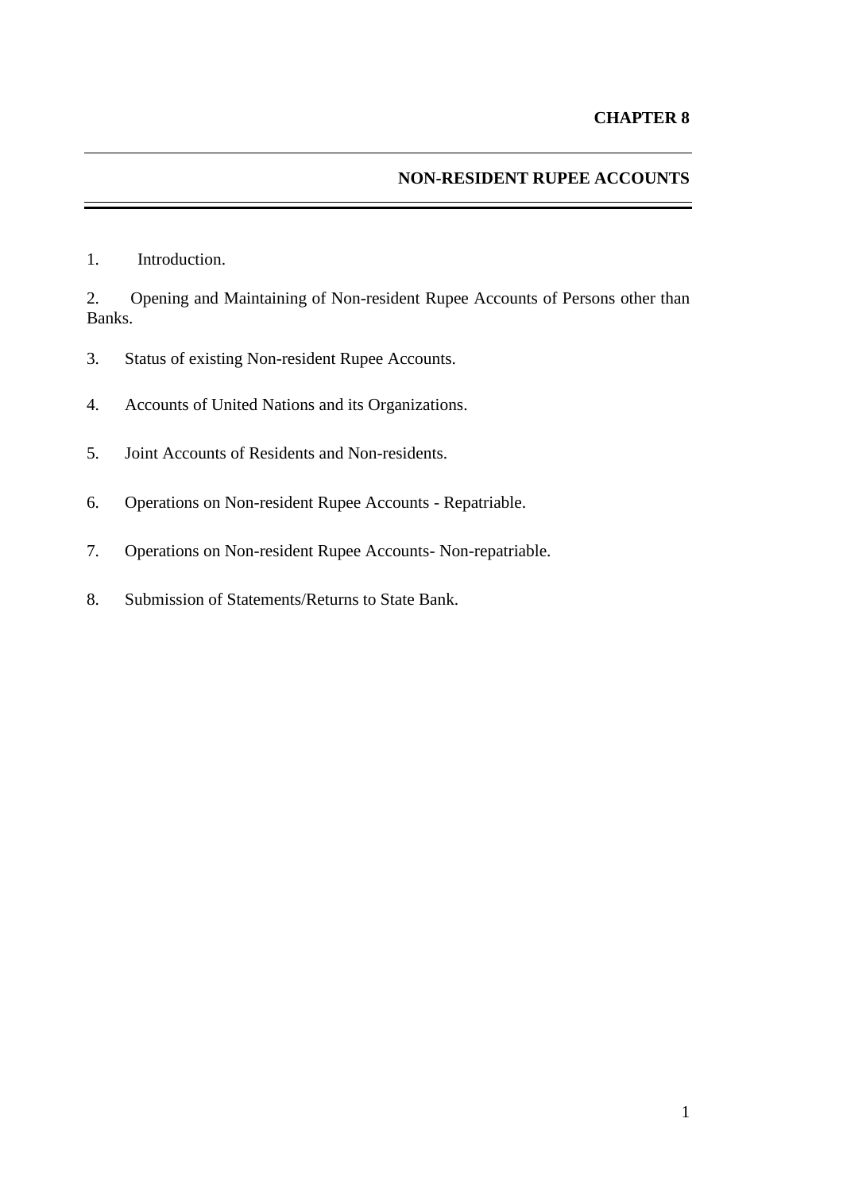# CHAPTER 8

## NON-RESIDENT RUPEE ACCOUNTS

1. Introduction.

2. Opening and Maintaining of Non-resident Rupee Accounts of Persons other than Banks.

3. Status of existing Non-resident Rupee Accounts.

4. Accounts of United Nations and its Organizations.

5. Joint Accounts of Residents and Non-residents.

6. Operations on Non-resident Rupee Accounts - Repatriable.

7. Operations on Non-resident Rupee Accounts- Non-repatriable.

8. Submission of Statements/Returns to State Bank.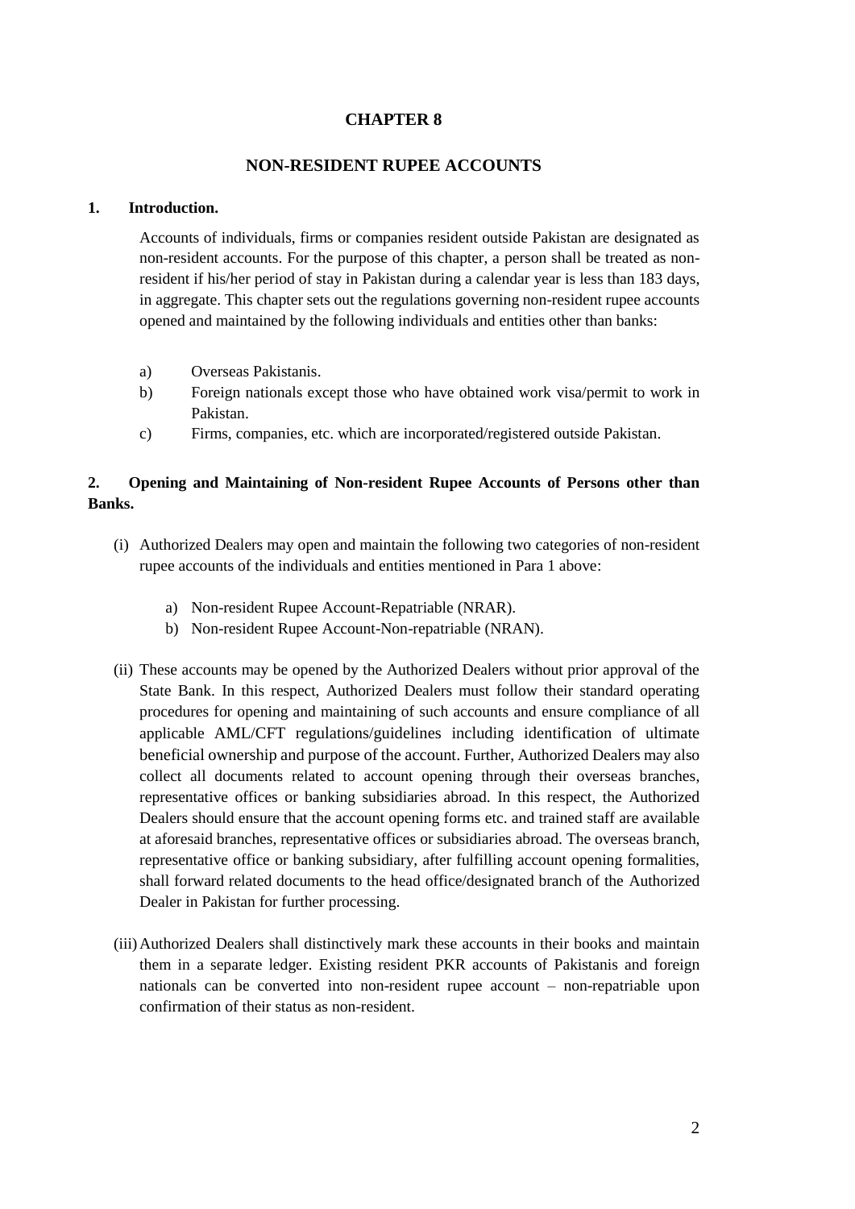# CHAPTER 8

## NON-RESIDENT RUPEE ACCOUNTS

### 1. Introduction.

Accounts of individuals, firms or companies resident outside Pakistan are designated as non-resident accounts. For the purpose of this chapter, a person shall be treated as non-resident if his/her period of stay in Pakistan during a calendar year is less than 183 days, in aggregate. This chapter sets out the regulations governing non-resident rupee accounts opened and maintained by the following individuals and entities other than banks:

a) Overseas Pakistanis.
b) Foreign nationals except those who have obtained work visa/permit to work in Pakistan.
c) Firms, companies, etc. which are incorporated/registered outside Pakistan.

### 2. Opening and Maintaining of Non-resident Rupee Accounts of Persons other than Banks.

(i) Authorized Dealers may open and maintain the following two categories of non-resident rupee accounts of the individuals and entities mentioned in Para 1 above:

   a) Non-resident Rupee Account-Repatriable (NRAR).
   b) Non-resident Rupee Account-Non-repatriable (NRAN).

(ii) These accounts may be opened by the Authorized Dealers without prior approval of the State Bank. In this respect, Authorized Dealers must follow their standard operating procedures for opening and maintaining of such accounts and ensure compliance of all applicable AML/CFT regulations/guidelines including identification of ultimate beneficial ownership and purpose of the account. Further, Authorized Dealers may also collect all documents related to account opening through their overseas branches, representative offices or banking subsidiaries abroad. In this respect, the Authorized Dealers should ensure that the account opening forms etc. and trained staff are available at aforesaid branches, representative offices or subsidiaries abroad. The overseas branch, representative office or banking subsidiary, after fulfilling account opening formalities, shall forward related documents to the head office/designated branch of the Authorized Dealer in Pakistan for further processing.

(iii) Authorized Dealers shall distinctively mark these accounts in their books and maintain them in a separate ledger. Existing resident PKR accounts of Pakistanis and foreign nationals can be converted into non-resident rupee account – non-repatriable upon confirmation of their status as non-resident.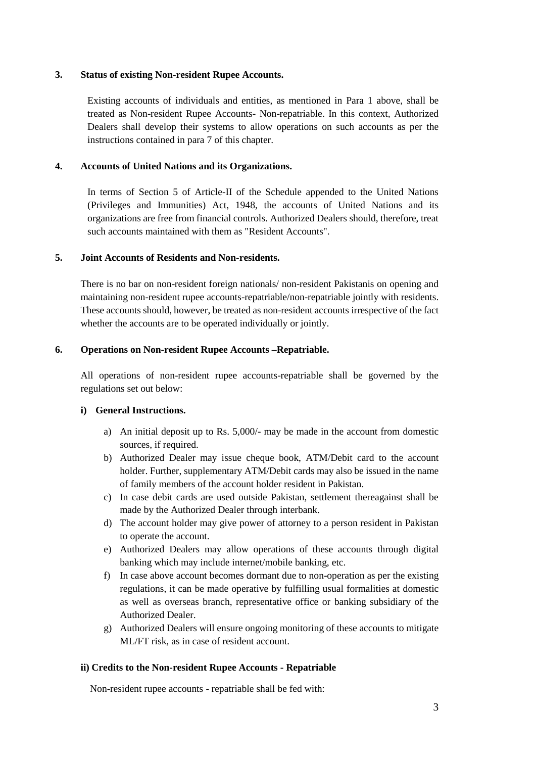**3. Status of existing Non-resident Rupee Accounts.**

Existing accounts of individuals and entities, as mentioned in Para 1 above, shall be treated as Non-resident Rupee Accounts- Non-repatriable. In this context, Authorized Dealers shall develop their systems to allow operations on such accounts as per the instructions contained in para 7 of this chapter.

**4. Accounts of United Nations and its Organizations.**

In terms of Section 5 of Article-II of the Schedule appended to the United Nations (Privileges and Immunities) Act, 1948, the accounts of United Nations and its organizations are free from financial controls. Authorized Dealers should, therefore, treat such accounts maintained with them as "Resident Accounts".

**5. Joint Accounts of Residents and Non-residents.**

There is no bar on non-resident foreign nationals/ non-resident Pakistanis on opening and maintaining non-resident rupee accounts-repatriable/non-repatriable jointly with residents. These accounts should, however, be treated as non-resident accounts irrespective of the fact whether the accounts are to be operated individually or jointly.

**6. Operations on Non-resident Rupee Accounts –Repatriable.**

All operations of non-resident rupee accounts-repatriable shall be governed by the regulations set out below:

**i) General Instructions.**

a) An initial deposit up to Rs. 5,000/- may be made in the account from domestic sources, if required.
b) Authorized Dealer may issue cheque book, ATM/Debit card to the account holder. Further, supplementary ATM/Debit cards may also be issued in the name of family members of the account holder resident in Pakistan.
c) In case debit cards are used outside Pakistan, settlement thereagainst shall be made by the Authorized Dealer through interbank.
d) The account holder may give power of attorney to a person resident in Pakistan to operate the account.
e) Authorized Dealers may allow operations of these accounts through digital banking which may include internet/mobile banking, etc.
f) In case above account becomes dormant due to non-operation as per the existing regulations, it can be made operative by fulfilling usual formalities at domestic as well as overseas branch, representative office or banking subsidiary of the Authorized Dealer.
g) Authorized Dealers will ensure ongoing monitoring of these accounts to mitigate ML/FT risk, as in case of resident account.

**ii) Credits to the Non-resident Rupee Accounts - Repatriable**

Non-resident rupee accounts - repatriable shall be fed with: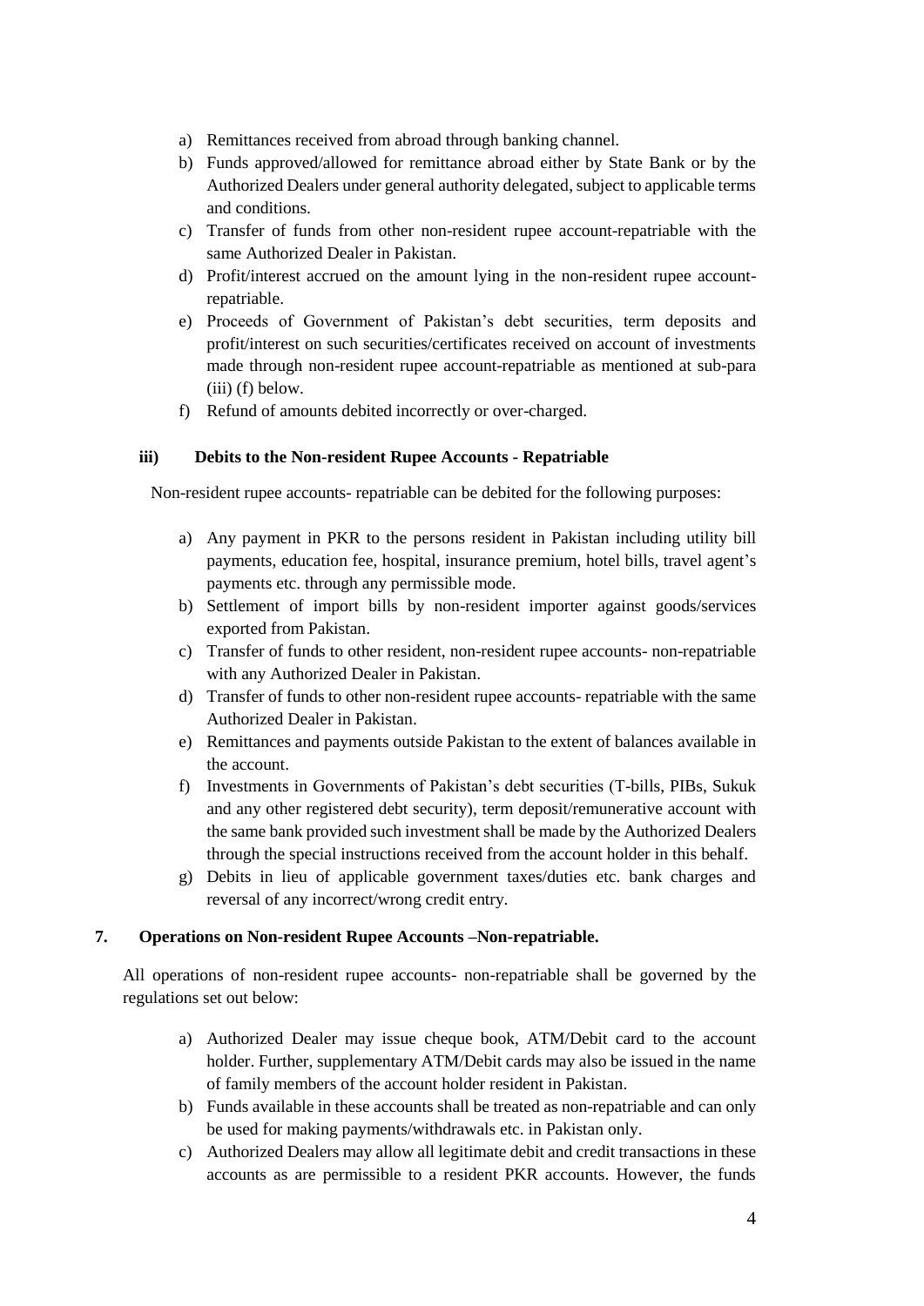a) Remittances received from abroad through banking channel.
b) Funds approved/allowed for remittance abroad either by State Bank or by the Authorized Dealers under general authority delegated, subject to applicable terms and conditions.
c) Transfer of funds from other non-resident rupee account-repatriable with the same Authorized Dealer in Pakistan.
d) Profit/interest accrued on the amount lying in the non-resident rupee account-repatriable.
e) Proceeds of Government of Pakistan's debt securities, term deposits and profit/interest on such securities/certificates received on account of investments made through non-resident rupee account-repatriable as mentioned at sub-para (iii) (f) below.
f) Refund of amounts debited incorrectly or over-charged.

**iii) Debits to the Non-resident Rupee Accounts - Repatriable**

Non-resident rupee accounts- repatriable can be debited for the following purposes:

a) Any payment in PKR to the persons resident in Pakistan including utility bill payments, education fee, hospital, insurance premium, hotel bills, travel agent's payments etc. through any permissible mode.
b) Settlement of import bills by non-resident importer against goods/services exported from Pakistan.
c) Transfer of funds to other resident, non-resident rupee accounts- non-repatriable with any Authorized Dealer in Pakistan.
d) Transfer of funds to other non-resident rupee accounts- repatriable with the same Authorized Dealer in Pakistan.
e) Remittances and payments outside Pakistan to the extent of balances available in the account.
f) Investments in Governments of Pakistan's debt securities (T-bills, PIBs, Sukuk and any other registered debt security), term deposit/remunerative account with the same bank provided such investment shall be made by the Authorized Dealers through the special instructions received from the account holder in this behalf.
g) Debits in lieu of applicable government taxes/duties etc. bank charges and reversal of any incorrect/wrong credit entry.

**7. Operations on Non-resident Rupee Accounts –Non-repatriable.**

All operations of non-resident rupee accounts- non-repatriable shall be governed by the regulations set out below:

a) Authorized Dealer may issue cheque book, ATM/Debit card to the account holder. Further, supplementary ATM/Debit cards may also be issued in the name of family members of the account holder resident in Pakistan.
b) Funds available in these accounts shall be treated as non-repatriable and can only be used for making payments/withdrawals etc. in Pakistan only.
c) Authorized Dealers may allow all legitimate debit and credit transactions in these accounts as are permissible to a resident PKR accounts. However, the funds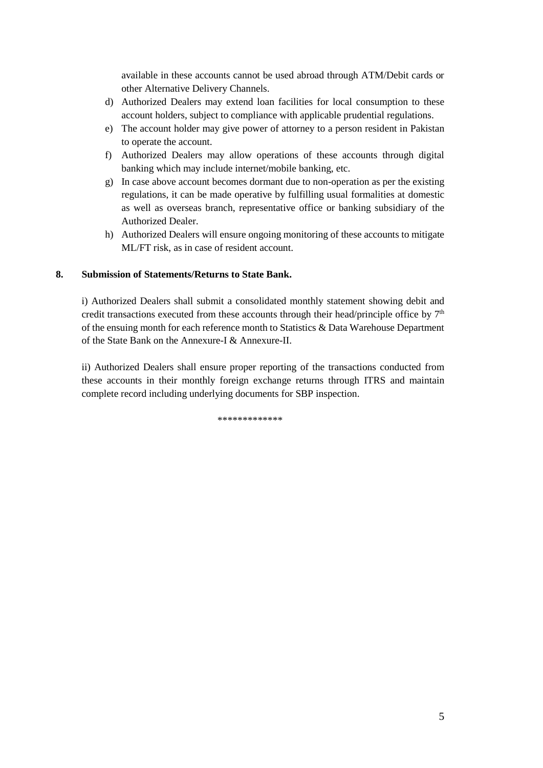available in these accounts cannot be used abroad through ATM/Debit cards or other Alternative Delivery Channels.

d) Authorized Dealers may extend loan facilities for local consumption to these account holders, subject to compliance with applicable prudential regulations.

e) The account holder may give power of attorney to a person resident in Pakistan to operate the account.

f) Authorized Dealers may allow operations of these accounts through digital banking which may include internet/mobile banking, etc.

g) In case above account becomes dormant due to non-operation as per the existing regulations, it can be made operative by fulfilling usual formalities at domestic as well as overseas branch, representative office or banking subsidiary of the Authorized Dealer.

h) Authorized Dealers will ensure ongoing monitoring of these accounts to mitigate ML/FT risk, as in case of resident account.

**8. Submission of Statements/Returns to State Bank.**

i) Authorized Dealers shall submit a consolidated monthly statement showing debit and credit transactions executed from these accounts through their head/principle office by 7th of the ensuing month for each reference month to Statistics & Data Warehouse Department of the State Bank on the Annexure-I & Annexure-II.

ii) Authorized Dealers shall ensure proper reporting of the transactions conducted from these accounts in their monthly foreign exchange returns through ITRS and maintain complete record including underlying documents for SBP inspection.

*************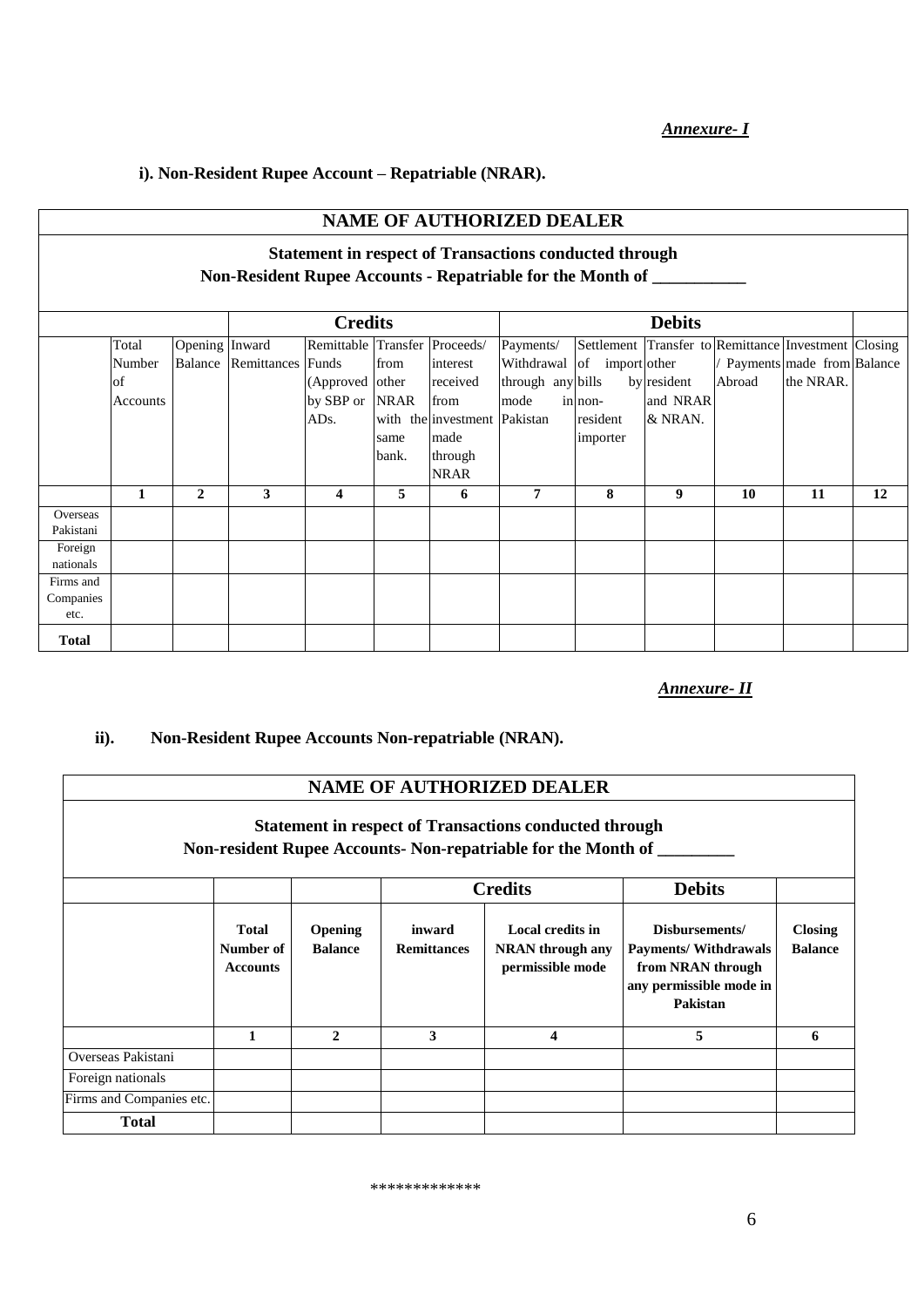***Annexure- I***

**i). Non-Resident Rupee Account – Repatriable (NRAR).**

| NAME OF AUTHORIZED DEALER | | | | | | | | | | | | |
|---|---|---|---|---|---|---|---|---|---|---|---|---|
| **Statement in respect of Transactions conducted through Non-Resident Rupee Accounts - Repatriable for the Month of __________** | | | | | | | | | | | | |
| | | | **Credits** | | | | **Debits** | | | | | |
| | Total Number of Accounts | Opening Balance | Inward Remittances | Remittable Funds (Approved by SBP or ADs. | Transfer from other NRAR with the same bank. | Proceeds/ interest received from investment made through NRAR | Payments/ Withdrawal through any mode in Pakistan | Settlement of import bills by non-resident importer | Transfer to other resident and NRAR & NRAN. | Remittance / Payments Abroad | Investment made from the NRAR. | Closing Balance |
| | **1** | **2** | **3** | **4** | **5** | **6** | **7** | **8** | **9** | **10** | **11** | **12** |
| Overseas Pakistani | | | | | | | | | | | | |
| Foreign nationals | | | | | | | | | | | | |
| Firms and Companies etc. | | | | | | | | | | | | |
| **Total** | | | | | | | | | | | | |

***Annexure- II***

**ii). Non-Resident Rupee Accounts Non-repatriable (NRAN).**

| NAME OF AUTHORIZED DEALER | | | | | | |
|---|---|---|---|---|---|---|
| **Statement in respect of Transactions conducted through Non-resident Rupee Accounts- Non-repatriable for the Month of ________** | | | | | | |
| | | | **Credits** | | **Debits** | |
| | **Total Number of Accounts** | **Opening Balance** | **inward Remittances** | **Local credits in NRAN through any permissible mode** | **Disbursements/ Payments/ Withdrawals from NRAN through any permissible mode in Pakistan** | **Closing Balance** |
| | **1** | **2** | **3** | **4** | **5** | **6** |
| Overseas Pakistani | | | | | | |
| Foreign nationals | | | | | | |
| Firms and Companies etc. | | | | | | |
| **Total** | | | | | | |

*************